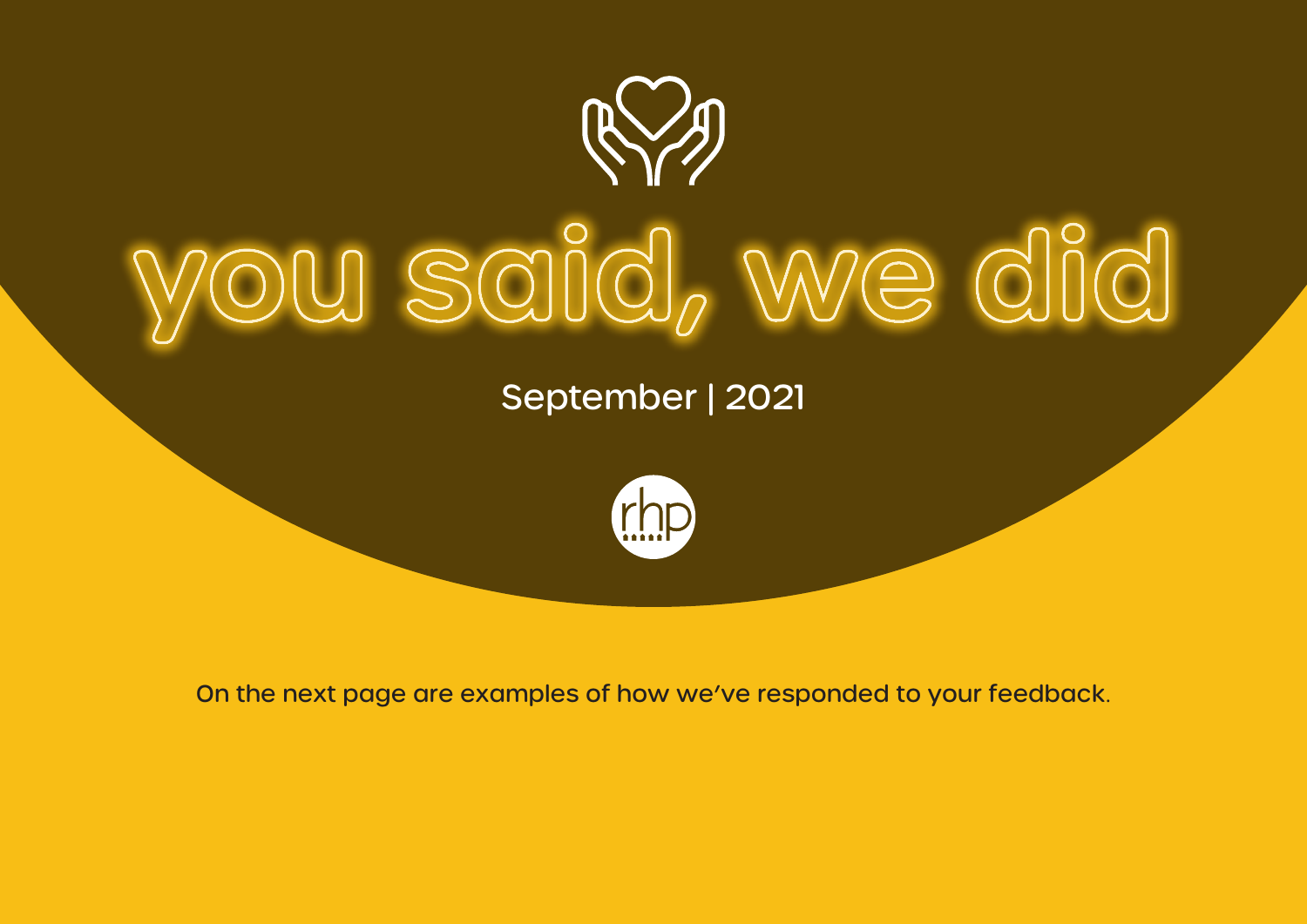# you said, we did

September | 2021

rhp

On the next page are examples of how we've responded to your feedback.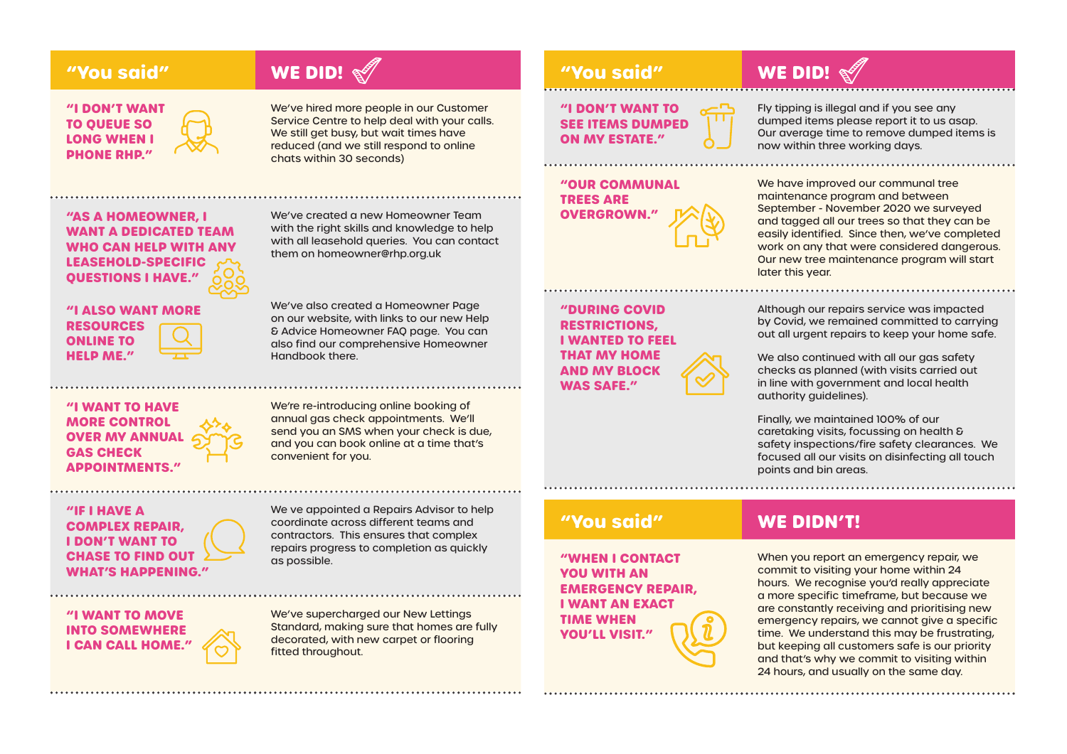| "You said" | WE DID! |
| --- | --- |
| "I DON'T WANT TO QUEUE SO LONG WHEN I PHONE RHP." | We've hired more people in our Customer Service Centre to help deal with your calls. We still get busy, but wait times have reduced (and we still respond to online chats within 30 seconds) |
| "AS A HOMEOWNER, I WANT A DEDICATED TEAM WHO CAN HELP WITH ANY LEASEHOLD-SPECIFIC QUESTIONS I HAVE." | We've created a new Homeowner Team with the right skills and knowledge to help with all leasehold queries. You can contact them on homeowner@rhp.org.uk |
| "I ALSO WANT MORE RESOURCES ONLINE TO HELP ME." | We've also created a Homeowner Page on our website, with links to our new Help & Advice Homeowner FAQ page. You can also find our comprehensive Homeowner Handbook there. |
| "I WANT TO HAVE MORE CONTROL OVER MY ANNUAL GAS CHECK APPOINTMENTS." | We're re-introducing online booking of annual gas check appointments. We'll send you an SMS when your check is due, and you can book online at a time that's convenient for you. |
| "IF I HAVE A COMPLEX REPAIR, I DON'T WANT TO CHASE TO FIND OUT WHAT'S HAPPENING." | We ve appointed a Repairs Advisor to help coordinate across different teams and contractors. This ensures that complex repairs progress to completion as quickly as possible. |
| "I WANT TO MOVE INTO SOMEWHERE I CAN CALL HOME." | We've supercharged our New Lettings Standard, making sure that homes are fully decorated, with new carpet or flooring fitted throughout. |

| "You said" | WE DID! |
| --- | --- |
| "I DON'T WANT TO SEE ITEMS DUMPED ON MY ESTATE." | Fly tipping is illegal and if you see any dumped items please report it to us asap. Our average time to remove dumped items is now within three working days. |
| "OUR COMMUNAL TREES ARE OVERGROWN." | We have improved our communal tree maintenance program and between September - November 2020 we surveyed and tagged all our trees so that they can be easily identified. Since then, we've completed work on any that were considered dangerous. Our new tree maintenance program will start later this year. |
| "DURING COVID RESTRICTIONS, I WANTED TO FEEL THAT MY HOME AND MY BLOCK WAS SAFE." | Although our repairs service was impacted by Covid, we remained committed to carrying out all urgent repairs to keep your home safe.<br><br>We also continued with all our gas safety checks as planned (with visits carried out in line with government and local health authority guidelines).<br><br>Finally, we maintained 100% of our caretaking visits, focussing on health & safety inspections/fire safety clearances. We focused all our visits on disinfecting all touch points and bin areas. |

| "You said" | WE DIDN'T! |
| --- | --- |
| "WHEN I CONTACT YOU WITH AN EMERGENCY REPAIR, I WANT AN EXACT TIME WHEN YOU'LL VISIT." | When you report an emergency repair, we commit to visiting your home within 24 hours. We recognise you'd really appreciate a more specific timeframe, but because we are constantly receiving and prioritising new emergency repairs, we cannot give a specific time. We understand this may be frustrating, but keeping all customers safe is our priority and that's why we commit to visiting within 24 hours, and usually on the same day. |